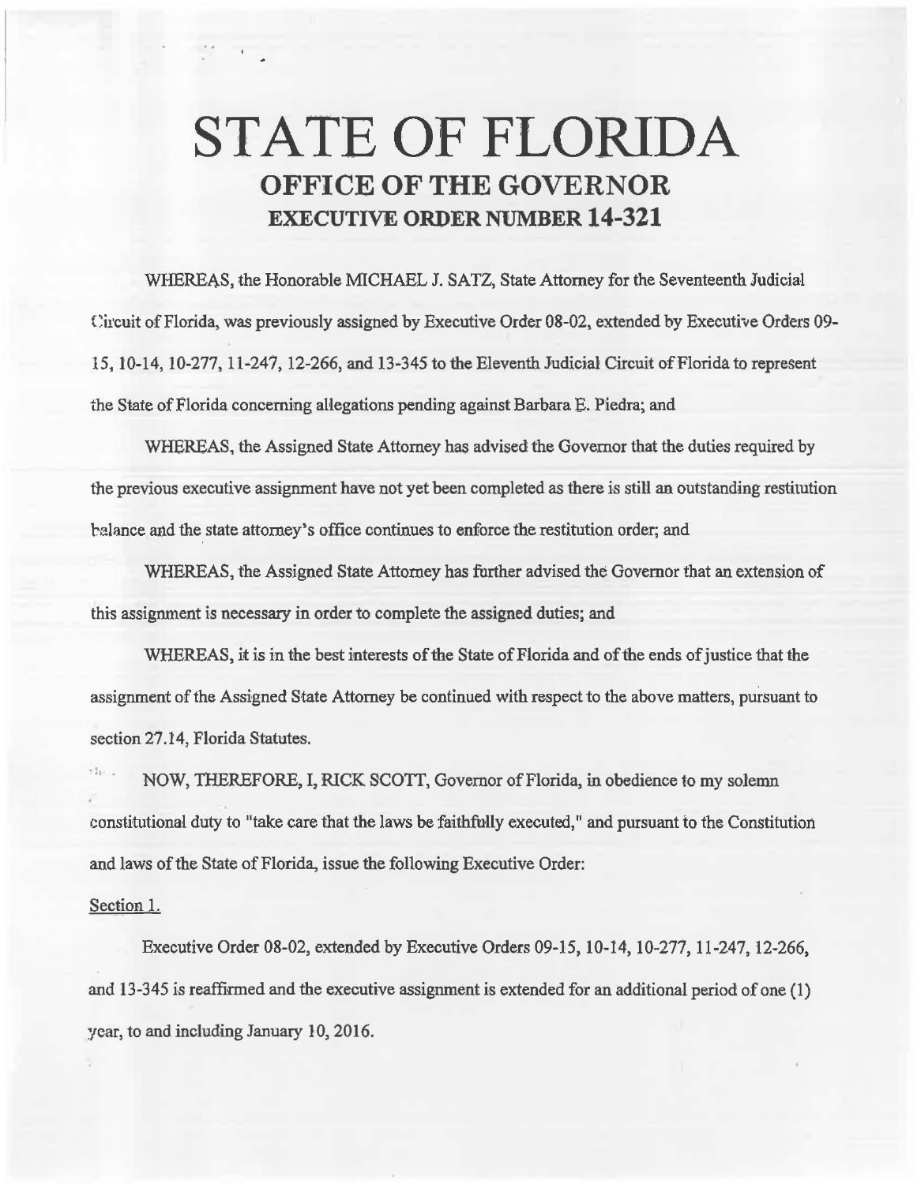# STATE OF FLORIDA
## OFFICE OF THE GOVERNOR
## EXECUTIVE ORDER NUMBER 14-321

WHEREAS, the Honorable MICHAEL J. SATZ, State Attorney for the Seventeenth Judicial Circuit of Florida, was previously assigned by Executive Order 08-02, extended by Executive Orders 09-15, 10-14, 10-277, 11-247, 12-266, and 13-345 to the Eleventh Judicial Circuit of Florida to represent the State of Florida concerning allegations pending against Barbara E. Piedra; and

WHEREAS, the Assigned State Attorney has advised the Governor that the duties required by the previous executive assignment have not yet been completed as there is still an outstanding restitution balance and the state attorney's office continues to enforce the restitution order; and

WHEREAS, the Assigned State Attorney has further advised the Governor that an extension of this assignment is necessary in order to complete the assigned duties; and

WHEREAS, it is in the best interests of the State of Florida and of the ends of justice that the assignment of the Assigned State Attorney be continued with respect to the above matters, pursuant to section 27.14, Florida Statutes.

NOW, THEREFORE, I, RICK SCOTT, Governor of Florida, in obedience to my solemn constitutional duty to "take care that the laws be faithfully executed," and pursuant to the Constitution and laws of the State of Florida, issue the following Executive Order:

Section 1.

Executive Order 08-02, extended by Executive Orders 09-15, 10-14, 10-277, 11-247, 12-266, and 13-345 is reaffirmed and the executive assignment is extended for an additional period of one (1) year, to and including January 10, 2016.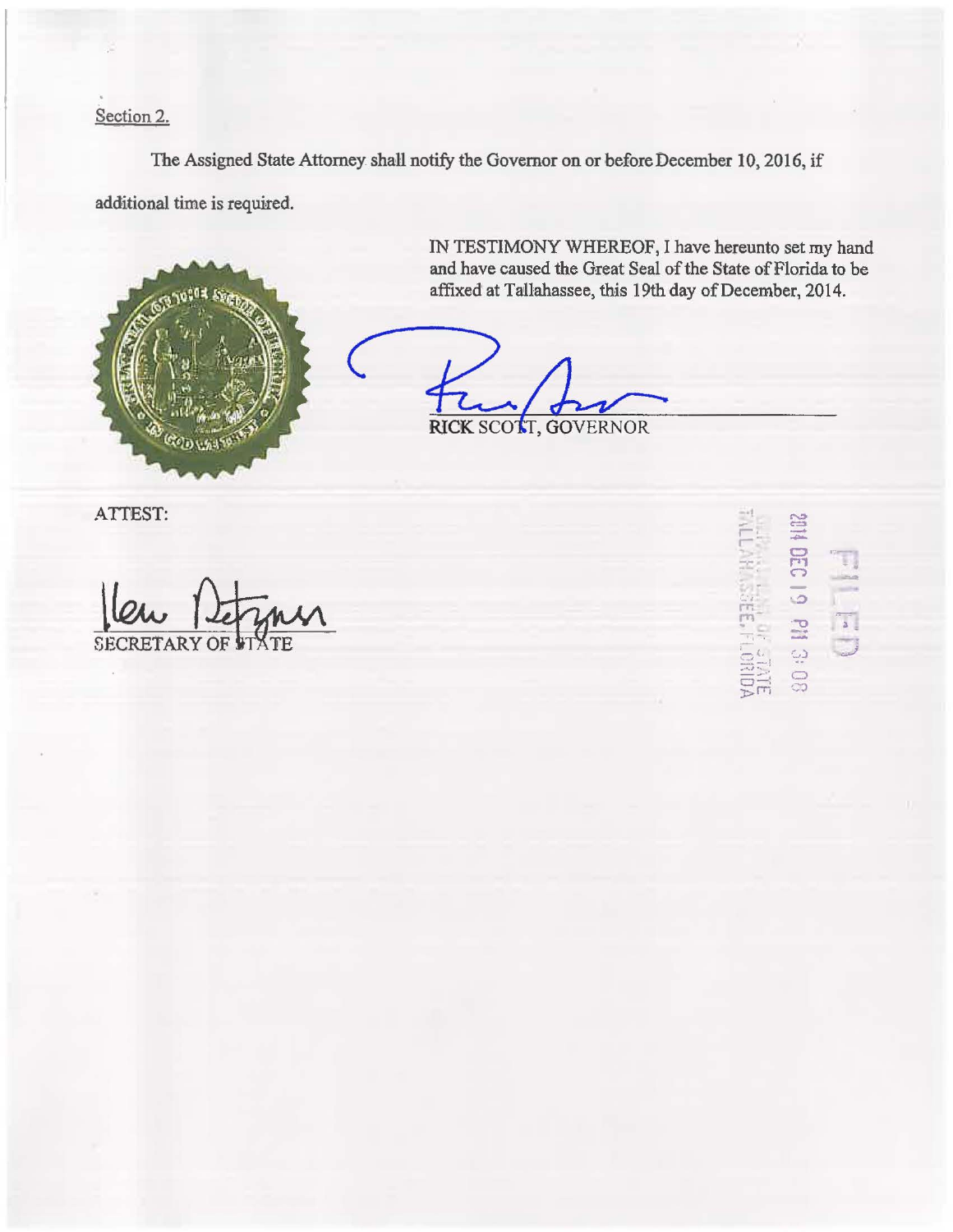Section 2.

The Assigned State Attorney shall notify the Governor on or before December 10, 2016, if additional time is required.

IN TESTIMONY WHEREOF, I have hereunto set my hand and have caused the Great Seal of the State of Florida to be affixed at Tallahassee, this 19th day of December, 2014.

RICK SCOTT, GOVERNOR

ATTEST:

SECRETARY OF STATE

FILED

2014 DEC 19 PM 3:08

DEPARTMENT OF STATE
TALLAHASSEE, FLORIDA